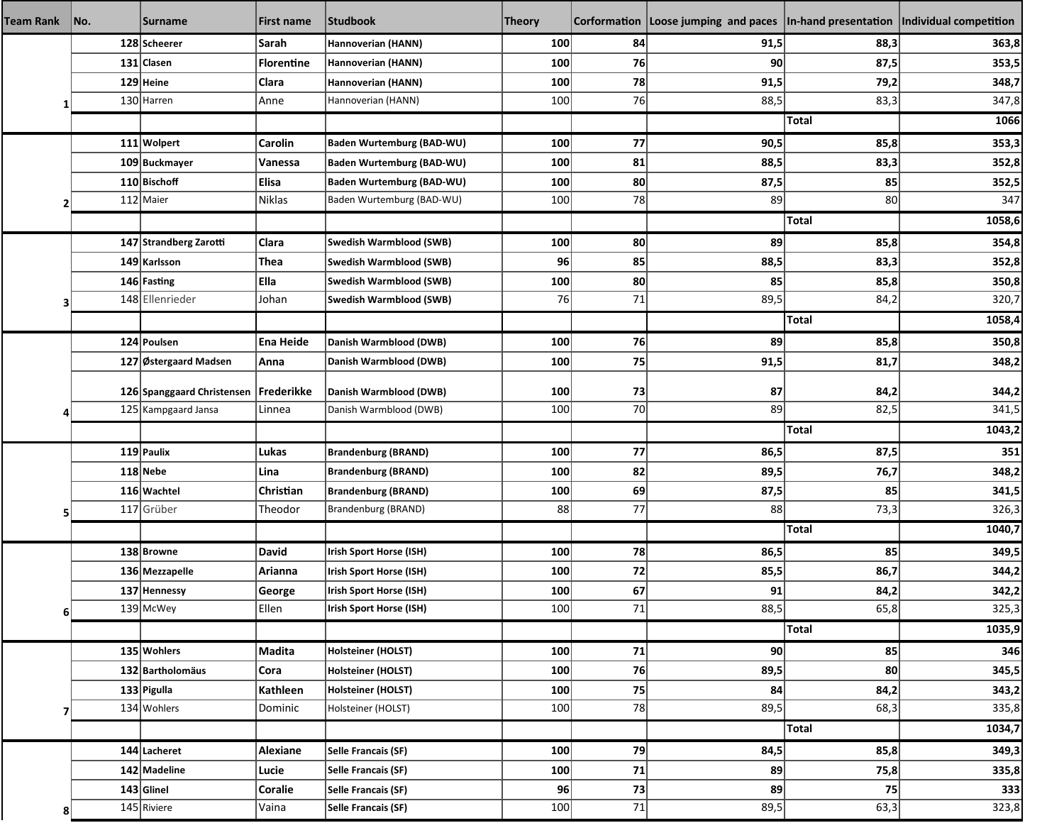| Team Rank | No. | Surname | First name | Studbook | Theory | Corformation | Loose jumping and paces | In-hand presentation | Individual competition |
|---|---|---|---|---|---|---|---|---|---|
| | 128 | **Scheerer** | **Sarah** | **Hannoverian (HANN)** | **100** | **84** | **91,5** | **88,3** | **363,8** |
| | 131 | **Clasen** | **Florentine** | **Hannoverian (HANN)** | **100** | **76** | **90** | **87,5** | **353,5** |
| | 129 | **Heine** | **Clara** | **Hannoverian (HANN)** | **100** | **78** | **91,5** | **79,2** | **348,7** |
| 1 | 130 | Harren | Anne | Hannoverian (HANN) | 100 | 76 | 88,5 | 83,3 | 347,8 |
| | | | | | | | | **Total** | **1066** |
| | 111 | **Wolpert** | **Carolin** | **Baden Wurtemburg (BAD-WU)** | **100** | **77** | **90,5** | **85,8** | **353,3** |
| | 109 | **Buckmayer** | **Vanessa** | **Baden Wurtemburg (BAD-WU)** | **100** | **81** | **88,5** | **83,3** | **352,8** |
| | 110 | **Bischoff** | **Elisa** | **Baden Wurtemburg (BAD-WU)** | **100** | **80** | **87,5** | **85** | **352,5** |
| 2 | 112 | Maier | Niklas | Baden Wurtemburg (BAD-WU) | 100 | 78 | 89 | 80 | 347 |
| | | | | | | | | **Total** | **1058,6** |
| | 147 | **Strandberg Zarotti** | **Clara** | **Swedish Warmblood (SWB)** | **100** | **80** | **89** | **85,8** | **354,8** |
| | 149 | **Karlsson** | **Thea** | **Swedish Warmblood (SWB)** | **96** | **85** | **88,5** | **83,3** | **352,8** |
| | 146 | **Fasting** | **Ella** | **Swedish Warmblood (SWB)** | **100** | **80** | **85** | **85,8** | **350,8** |
| 3 | 148 | Ellenrieder | Johan | **Swedish Warmblood (SWB)** | 76 | 71 | 89,5 | 84,2 | 320,7 |
| | | | | | | | | **Total** | **1058,4** |
| | 124 | **Poulsen** | **Ena Heide** | **Danish Warmblood (DWB)** | **100** | **76** | **89** | **85,8** | **350,8** |
| | 127 | **Østergaard Madsen** | **Anna** | **Danish Warmblood (DWB)** | **100** | **75** | **91,5** | **81,7** | **348,2** |
| | 126 | **Spanggaard Christensen** | **Frederikke** | **Danish Warmblood (DWB)** | **100** | **73** | **87** | **84,2** | **344,2** |
| 4 | 125 | Kampgaard Jansa | Linnea | Danish Warmblood (DWB) | 100 | 70 | 89 | 82,5 | 341,5 |
| | | | | | | | | **Total** | **1043,2** |
| | 119 | **Paulix** | **Lukas** | **Brandenburg (BRAND)** | **100** | **77** | **86,5** | **87,5** | **351** |
| | 118 | **Nebe** | **Lina** | **Brandenburg (BRAND)** | **100** | **82** | **89,5** | **76,7** | **348,2** |
| | 116 | **Wachtel** | **Christian** | **Brandenburg (BRAND)** | **100** | **69** | **87,5** | **85** | **341,5** |
| 5 | 117 | Grüber | Theodor | Brandenburg (BRAND) | 88 | 77 | 88 | 73,3 | 326,3 |
| | | | | | | | | **Total** | **1040,7** |
| | 138 | **Browne** | **David** | **Irish Sport Horse (ISH)** | **100** | **78** | **86,5** | **85** | **349,5** |
| | 136 | **Mezzapelle** | **Arianna** | **Irish Sport Horse (ISH)** | **100** | **72** | **85,5** | **86,7** | **344,2** |
| | 137 | **Hennessy** | **George** | **Irish Sport Horse (ISH)** | **100** | **67** | **91** | **84,2** | **342,2** |
| 6 | 139 | McWey | Ellen | **Irish Sport Horse (ISH)** | 100 | 71 | 88,5 | 65,8 | 325,3 |
| | | | | | | | | **Total** | **1035,9** |
| | 135 | **Wohlers** | **Madita** | **Holsteiner (HOLST)** | **100** | **71** | **90** | **85** | **346** |
| | 132 | **Bartholomäus** | **Cora** | **Holsteiner (HOLST)** | **100** | **76** | **89,5** | **80** | **345,5** |
| | 133 | **Pigulla** | **Kathleen** | **Holsteiner (HOLST)** | **100** | **75** | **84** | **84,2** | **343,2** |
| 7 | 134 | Wohlers | Dominic | Holsteiner (HOLST) | 100 | 78 | 89,5 | 68,3 | 335,8 |
| | | | | | | | | **Total** | **1034,7** |
| | 144 | **Lacheret** | **Alexiane** | **Selle Francais (SF)** | **100** | **79** | **84,5** | **85,8** | **349,3** |
| | 142 | **Madeline** | **Lucie** | **Selle Francais (SF)** | **100** | **71** | **89** | **75,8** | **335,8** |
| | 143 | **Glinel** | **Coralie** | **Selle Francais (SF)** | **96** | **73** | **89** | **75** | **333** |
| 8 | 145 | Riviere | Vaina | **Selle Francais (SF)** | 100 | 71 | 89,5 | 63,3 | 323,8 |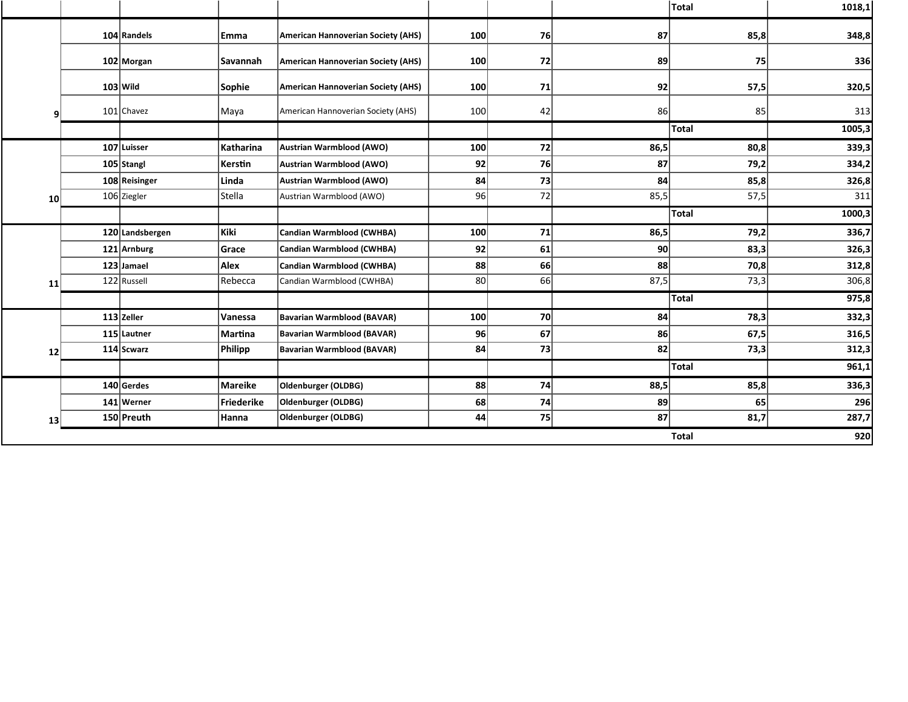| | | | | | | | | | |
|---|---|---|---|---|---|---|---|---|---|
| | | | | | | | | Total | 1018,1 |
| | 104 | Randels | Emma | American Hannoverian Society (AHS) | 100 | 76 | 87 | 85,8 | 348,8 |
| | 102 | Morgan | Savannah | American Hannoverian Society (AHS) | 100 | 72 | 89 | 75 | 336 |
| | 103 | Wild | Sophie | American Hannoverian Society (AHS) | 100 | 71 | 92 | 57,5 | 320,5 |
| 9 | 101 | Chavez | Maya | American Hannoverian Society (AHS) | 100 | 42 | 86 | 85 | 313 |
| | | | | | | | | Total | 1005,3 |
| | 107 | Luisser | Katharina | Austrian Warmblood (AWO) | 100 | 72 | 86,5 | 80,8 | 339,3 |
| | 105 | Stangl | Kerstin | Austrian Warmblood (AWO) | 92 | 76 | 87 | 79,2 | 334,2 |
| | 108 | Reisinger | Linda | Austrian Warmblood (AWO) | 84 | 73 | 84 | 85,8 | 326,8 |
| 10 | 106 | Ziegler | Stella | Austrian Warmblood (AWO) | 96 | 72 | 85,5 | 57,5 | 311 |
| | | | | | | | | Total | 1000,3 |
| | 120 | Landsbergen | Kiki | Candian Warmblood (CWHBA) | 100 | 71 | 86,5 | 79,2 | 336,7 |
| | 121 | Arnburg | Grace | Candian Warmblood (CWHBA) | 92 | 61 | 90 | 83,3 | 326,3 |
| | 123 | Jamael | Alex | Candian Warmblood (CWHBA) | 88 | 66 | 88 | 70,8 | 312,8 |
| 11 | 122 | Russell | Rebecca | Candian Warmblood (CWHBA) | 80 | 66 | 87,5 | 73,3 | 306,8 |
| | | | | | | | | Total | 975,8 |
| | 113 | Zeller | Vanessa | Bavarian Warmblood (BAVAR) | 100 | 70 | 84 | 78,3 | 332,3 |
| | 115 | Lautner | Martina | Bavarian Warmblood (BAVAR) | 96 | 67 | 86 | 67,5 | 316,5 |
| 12 | 114 | Scwarz | Philipp | Bavarian Warmblood (BAVAR) | 84 | 73 | 82 | 73,3 | 312,3 |
| | | | | | | | | Total | 961,1 |
| | 140 | Gerdes | Mareike | Oldenburger (OLDBG) | 88 | 74 | 88,5 | 85,8 | 336,3 |
| | 141 | Werner | Friederike | Oldenburger (OLDBG) | 68 | 74 | 89 | 65 | 296 |
| 13 | 150 | Preuth | Hanna | Oldenburger (OLDBG) | 44 | 75 | 87 | 81,7 | 287,7 |
| | | | | | | | | Total | 920 |